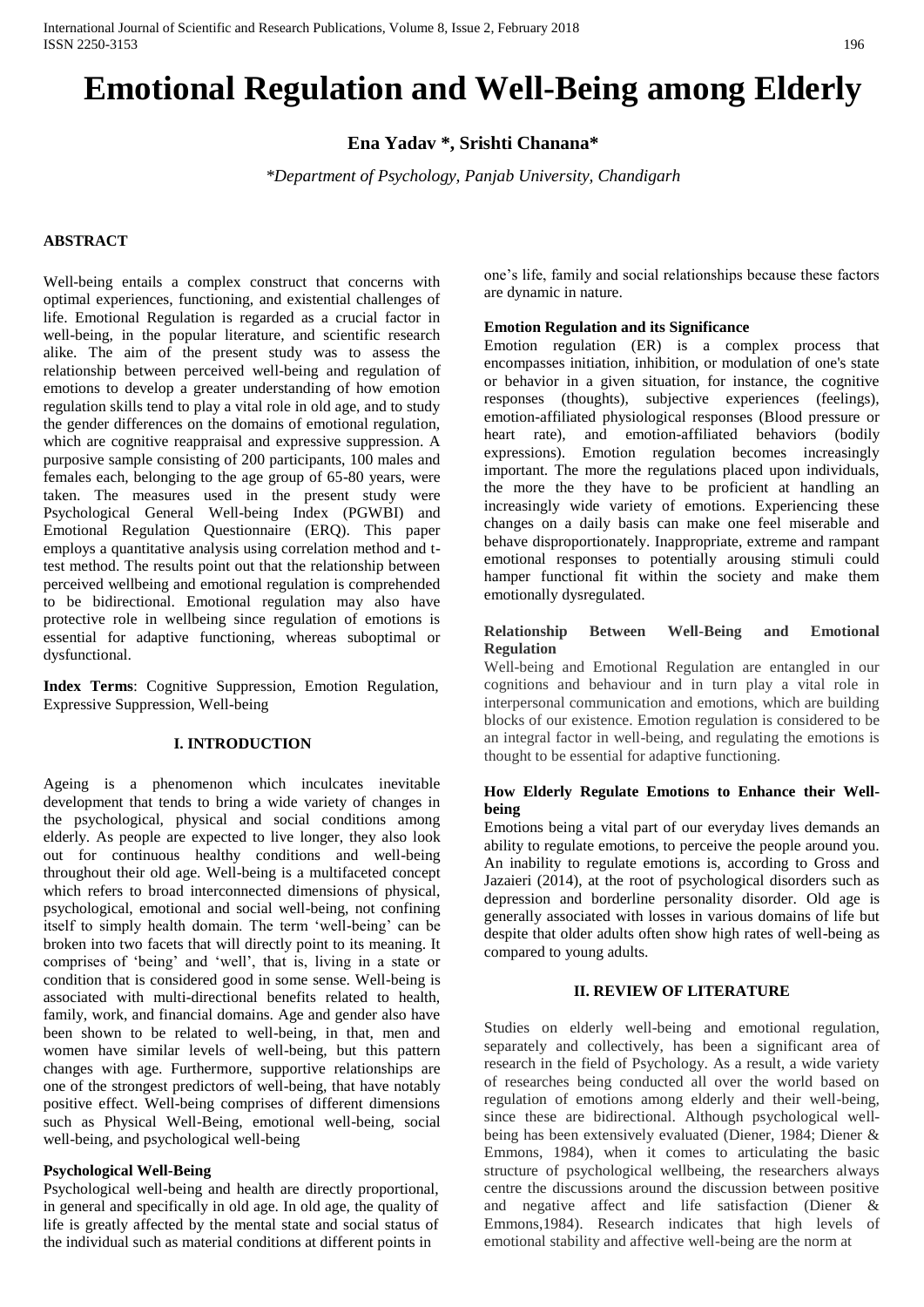# Emotional Regulation and Well-Being among Elderly

**Ena Yadav \*, Srishti Chanana\***

*\*Department of Psychology, Panjab University, Chandigarh*

**ABSTRACT**

Well-being entails a complex construct that concerns with optimal experiences, functioning, and existential challenges of life. Emotional Regulation is regarded as a crucial factor in well-being, in the popular literature, and scientific research alike. The aim of the present study was to assess the relationship between perceived well-being and regulation of emotions to develop a greater understanding of how emotion regulation skills tend to play a vital role in old age, and to study the gender differences on the domains of emotional regulation, which are cognitive reappraisal and expressive suppression. A purposive sample consisting of 200 participants, 100 males and females each, belonging to the age group of 65-80 years, were taken. The measures used in the present study were Psychological General Well-being Index (PGWBI) and Emotional Regulation Questionnaire (ERQ). This paper employs a quantitative analysis using correlation method and t-test method. The results point out that the relationship between perceived wellbeing and emotional regulation is comprehended to be bidirectional. Emotional regulation may also have protective role in wellbeing since regulation of emotions is essential for adaptive functioning, whereas suboptimal or dysfunctional.

**Index Terms**: Cognitive Suppression, Emotion Regulation, Expressive Suppression, Well-being

## I. INTRODUCTION

Ageing is a phenomenon which inculcates inevitable development that tends to bring a wide variety of changes in the psychological, physical and social conditions among elderly. As people are expected to live longer, they also look out for continuous healthy conditions and well-being throughout their old age. Well-being is a multifaceted concept which refers to broad interconnected dimensions of physical, psychological, emotional and social well-being, not confining itself to simply health domain. The term 'well-being' can be broken into two facets that will directly point to its meaning. It comprises of 'being' and 'well', that is, living in a state or condition that is considered good in some sense. Well-being is associated with multi-directional benefits related to health, family, work, and financial domains. Age and gender also have been shown to be related to well-being, in that, men and women have similar levels of well-being, but this pattern changes with age. Furthermore, supportive relationships are one of the strongest predictors of well-being, that have notably positive effect. Well-being comprises of different dimensions such as Physical Well-Being, emotional well-being, social well-being, and psychological well-being

### Psychological Well-Being

Psychological well-being and health are directly proportional, in general and specifically in old age. In old age, the quality of life is greatly affected by the mental state and social status of the individual such as material conditions at different points in one's life, family and social relationships because these factors are dynamic in nature.

### Emotion Regulation and its Significance

Emotion regulation (ER) is a complex process that encompasses initiation, inhibition, or modulation of one's state or behavior in a given situation, for instance, the cognitive responses (thoughts), subjective experiences (feelings), emotion-affiliated physiological responses (Blood pressure or heart rate), and emotion-affiliated behaviors (bodily expressions). Emotion regulation becomes increasingly important. The more the regulations placed upon individuals, the more the they have to be proficient at handling an increasingly wide variety of emotions. Experiencing these changes on a daily basis can make one feel miserable and behave disproportionately. Inappropriate, extreme and rampant emotional responses to potentially arousing stimuli could hamper functional fit within the society and make them emotionally dysregulated.

### Relationship Between Well-Being and Emotional Regulation

Well-being and Emotional Regulation are entangled in our cognitions and behaviour and in turn play a vital role in interpersonal communication and emotions, which are building blocks of our existence. Emotion regulation is considered to be an integral factor in well-being, and regulating the emotions is thought to be essential for adaptive functioning.

### How Elderly Regulate Emotions to Enhance their Well-being

Emotions being a vital part of our everyday lives demands an ability to regulate emotions, to perceive the people around you. An inability to regulate emotions is, according to Gross and Jazaieri (2014), at the root of psychological disorders such as depression and borderline personality disorder. Old age is generally associated with losses in various domains of life but despite that older adults often show high rates of well-being as compared to young adults.

## II. REVIEW OF LITERATURE

Studies on elderly well-being and emotional regulation, separately and collectively, has been a significant area of research in the field of Psychology. As a result, a wide variety of researches being conducted all over the world based on regulation of emotions among elderly and their well-being, since these are bidirectional. Although psychological well-being has been extensively evaluated (Diener, 1984; Diener & Emmons, 1984), when it comes to articulating the basic structure of psychological wellbeing, the researchers always centre the discussions around the discussion between positive and negative affect and life satisfaction (Diener & Emmons,1984). Research indicates that high levels of emotional stability and affective well-being are the norm at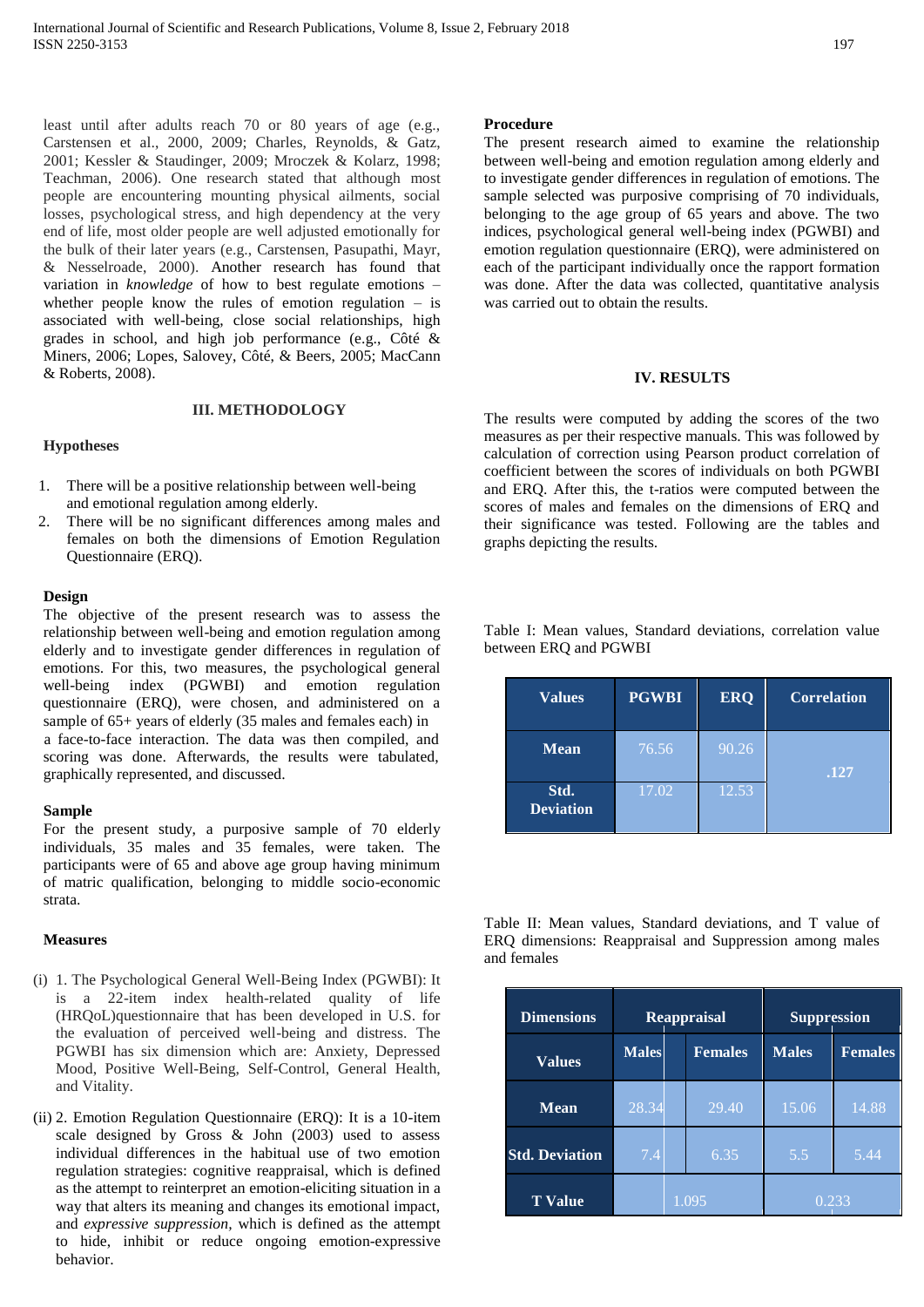least until after adults reach 70 or 80 years of age (e.g., Carstensen et al., 2000, 2009; Charles, Reynolds, & Gatz, 2001; Kessler & Staudinger, 2009; Mroczek & Kolarz, 1998; Teachman, 2006). One research stated that although most people are encountering mounting physical ailments, social losses, psychological stress, and high dependency at the very end of life, most older people are well adjusted emotionally for the bulk of their later years (e.g., Carstensen, Pasupathi, Mayr, & Nesselroade, 2000). Another research has found that variation in *knowledge* of how to best regulate emotions – whether people know the rules of emotion regulation – is associated with well-being, close social relationships, high grades in school, and high job performance (e.g., Côté & Miners, 2006; Lopes, Salovey, Côté, & Beers, 2005; MacCann & Roberts, 2008).

## III. METHODOLOGY

### Hypotheses

1. There will be a positive relationship between well-being and emotional regulation among elderly.
2. There will be no significant differences among males and females on both the dimensions of Emotion Regulation Questionnaire (ERQ).

### Design

The objective of the present research was to assess the relationship between well-being and emotion regulation among elderly and to investigate gender differences in regulation of emotions. For this, two measures, the psychological general well-being index (PGWBI) and emotion regulation questionnaire (ERQ), were chosen, and administered on a sample of 65+ years of elderly (35 males and females each) in a face-to-face interaction. The data was then compiled, and scoring was done. Afterwards, the results were tabulated, graphically represented, and discussed.

### Sample

For the present study, a purposive sample of 70 elderly individuals, 35 males and 35 females, were taken. The participants were of 65 and above age group having minimum of matric qualification, belonging to middle socio-economic strata.

### Measures

(i) 1. The Psychological General Well-Being Index (PGWBI): It is a 22-item index health-related quality of life (HRQoL)questionnaire that has been developed in U.S. for the evaluation of perceived well-being and distress. The PGWBI has six dimension which are: Anxiety, Depressed Mood, Positive Well-Being, Self-Control, General Health, and Vitality.

(ii) 2. Emotion Regulation Questionnaire (ERQ): It is a 10-item scale designed by Gross & John (2003) used to assess individual differences in the habitual use of two emotion regulation strategies: cognitive reappraisal, which is defined as the attempt to reinterpret an emotion-eliciting situation in a way that alters its meaning and changes its emotional impact, and *expressive suppression*, which is defined as the attempt to hide, inhibit or reduce ongoing emotion-expressive behavior.

### Procedure

The present research aimed to examine the relationship between well-being and emotion regulation among elderly and to investigate gender differences in regulation of emotions. The sample selected was purposive comprising of 70 individuals, belonging to the age group of 65 years and above. The two indices, psychological general well-being index (PGWBI) and emotion regulation questionnaire (ERQ), were administered on each of the participant individually once the rapport formation was done. After the data was collected, quantitative analysis was carried out to obtain the results.

## IV. RESULTS

The results were computed by adding the scores of the two measures as per their respective manuals. This was followed by calculation of correction using Pearson product correlation of coefficient between the scores of individuals on both PGWBI and ERQ. After this, the t-ratios were computed between the scores of males and females on the dimensions of ERQ and their significance was tested. Following are the tables and graphs depicting the results.

Table I: Mean values, Standard deviations, correlation value between ERQ and PGWBI

| Values | PGWBI | ERQ | Correlation |
|---|---|---|---|
| Mean | 76.56 | 90.26 | .127 |
| Std. Deviation | 17.02 | 12.53 | |

Table II: Mean values, Standard deviations, and T value of ERQ dimensions: Reappraisal and Suppression among males and females

| Dimensions | Reappraisal | | Suppression | |
|---|---|---|---|---|
| Values | Males | Females | Males | Females |
| Mean | 28.34 | 29.40 | 15.06 | 14.88 |
| Std. Deviation | 7.4 | 6.35 | 5.5 | 5.44 |
| T Value | 1.095 | | 0.233 | |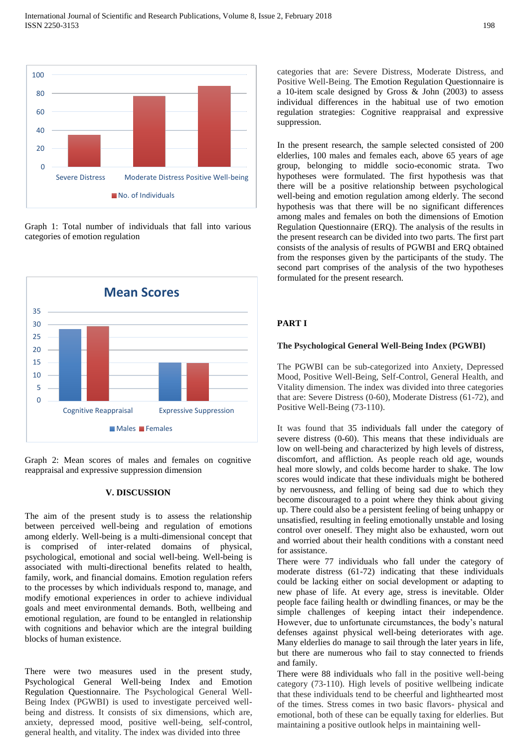Graph 1: Total number of individuals that fall into various categories of emotion regulation

Graph 2: Mean scores of males and females on cognitive reappraisal and expressive suppression dimension

## V. DISCUSSION

The aim of the present study is to assess the relationship between perceived well-being and regulation of emotions among elderly. Well-being is a multi-dimensional concept that is comprised of inter-related domains of physical, psychological, emotional and social well-being. Well-being is associated with multi-directional benefits related to health, family, work, and financial domains. Emotion regulation refers to the processes by which individuals respond to, manage, and modify emotional experiences in order to achieve individual goals and meet environmental demands. Both, wellbeing and emotional regulation, are found to be entangled in relationship with cognitions and behavior which are the integral building blocks of human existence.

There were two measures used in the present study, Psychological General Well-being Index and Emotion Regulation Questionnaire. The Psychological General Well-Being Index (PGWBI) is used to investigate perceived well-being and distress. It consists of six dimensions, which are, anxiety, depressed mood, positive well-being, self-control, general health, and vitality. The index was divided into three categories that are: Severe Distress, Moderate Distress, and Positive Well-Being. The Emotion Regulation Questionnaire is a 10-item scale designed by Gross & John (2003) to assess individual differences in the habitual use of two emotion regulation strategies: Cognitive reappraisal and expressive suppression.

In the present research, the sample selected consisted of 200 elderlies, 100 males and females each, above 65 years of age group, belonging to middle socio-economic strata. Two hypotheses were formulated. The first hypothesis was that there will be a positive relationship between psychological well-being and emotion regulation among elderly. The second hypothesis was that there will be no significant differences among males and females on both the dimensions of Emotion Regulation Questionnaire (ERQ). The analysis of the results in the present research can be divided into two parts. The first part consists of the analysis of results of PGWBI and ERQ obtained from the responses given by the participants of the study. The second part comprises of the analysis of the two hypotheses formulated for the present research.

### PART I

#### The Psychological General Well-Being Index (PGWBI)

The PGWBI can be sub-categorized into Anxiety, Depressed Mood, Positive Well-Being, Self-Control, General Health, and Vitality dimension. The index was divided into three categories that are: Severe Distress (0-60), Moderate Distress (61-72), and Positive Well-Being (73-110).

It was found that 35 individuals fall under the category of severe distress (0-60). This means that these individuals are low on well-being and characterized by high levels of distress, discomfort, and affliction. As people reach old age, wounds heal more slowly, and colds become harder to shake. The low scores would indicate that these individuals might be bothered by nervousness, and felling of being sad due to which they become discouraged to a point where they think about giving up. There could also be a persistent feeling of being unhappy or unsatisfied, resulting in feeling emotionally unstable and losing control over oneself. They might also be exhausted, worn out and worried about their health conditions with a constant need for assistance.

There were 77 individuals who fall under the category of moderate distress (61-72) indicating that these individuals could be lacking either on social development or adapting to new phase of life. At every age, stress is inevitable. Older people face failing health or dwindling finances, or may be the simple challenges of keeping intact their independence. However, due to unfortunate circumstances, the body's natural defenses against physical well-being deteriorates with age. Many elderlies do manage to sail through the later years in life, but there are numerous who fail to stay connected to friends and family.

There were 88 individuals who fall in the positive well-being category (73-110). High levels of positive wellbeing indicate that these individuals tend to be cheerful and lighthearted most of the times. Stress comes in two basic flavors- physical and emotional, both of these can be equally taxing for elderlies. But maintaining a positive outlook helps in maintaining well-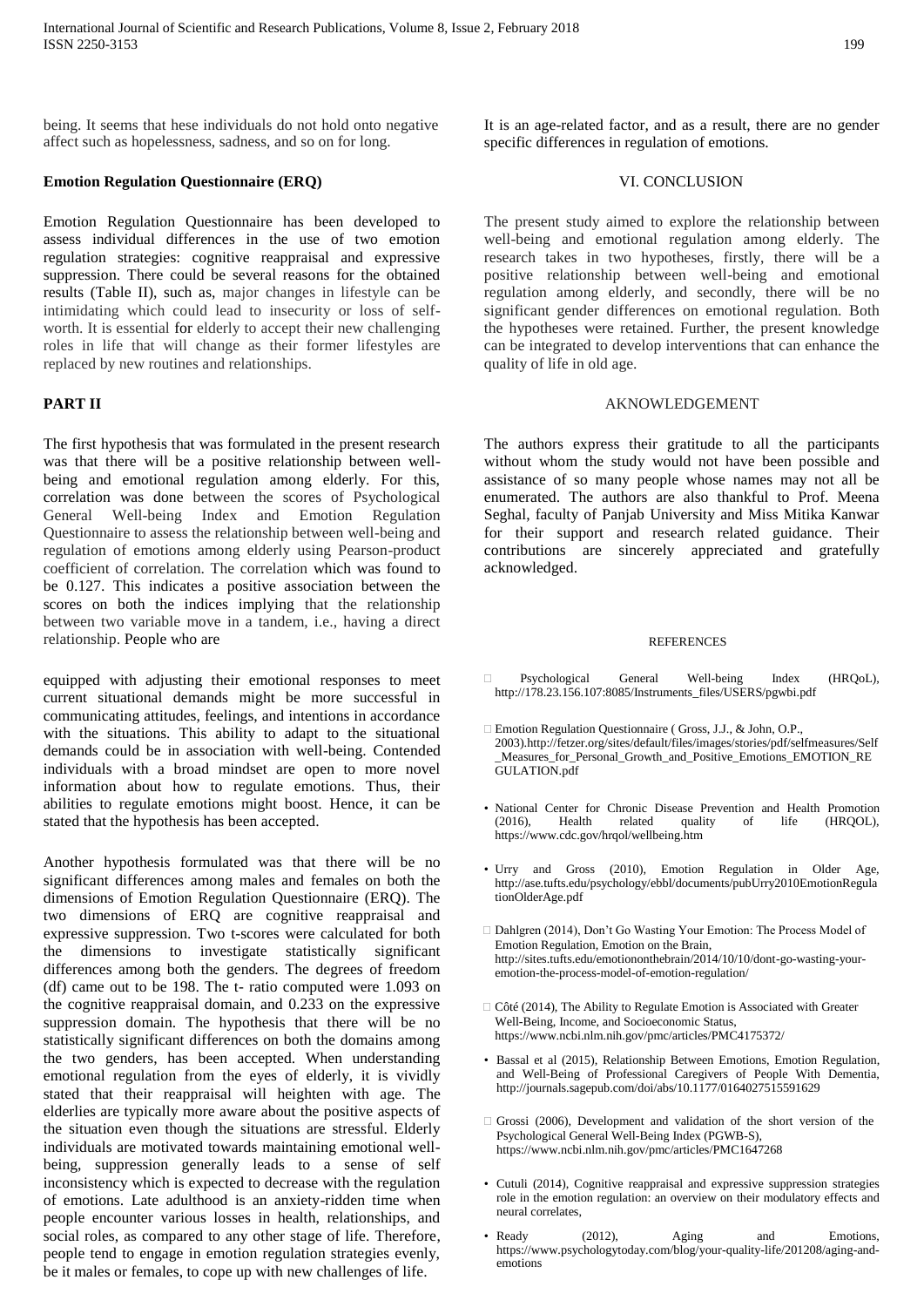being. It seems that hese individuals do not hold onto negative affect such as hopelessness, sadness, and so on for long.

**Emotion Regulation Questionnaire (ERQ)**

Emotion Regulation Questionnaire has been developed to assess individual differences in the use of two emotion regulation strategies: cognitive reappraisal and expressive suppression. There could be several reasons for the obtained results (Table II), such as, major changes in lifestyle can be intimidating which could lead to insecurity or loss of self-worth. It is essential for elderly to accept their new challenging roles in life that will change as their former lifestyles are replaced by new routines and relationships.

**PART II**

The first hypothesis that was formulated in the present research was that there will be a positive relationship between well-being and emotional regulation among elderly. For this, correlation was done between the scores of Psychological General Well-being Index and Emotion Regulation Questionnaire to assess the relationship between well-being and regulation of emotions among elderly using Pearson-product coefficient of correlation. The correlation which was found to be 0.127. This indicates a positive association between the scores on both the indices implying that the relationship between two variable move in a tandem, i.e., having a direct relationship. People who are equipped with adjusting their emotional responses to meet current situational demands might be more successful in communicating attitudes, feelings, and intentions in accordance with the situations. This ability to adapt to the situational demands could be in association with well-being. Contended individuals with a broad mindset are open to more novel information about how to regulate emotions. Thus, their abilities to regulate emotions might boost. Hence, it can be stated that the hypothesis has been accepted.

Another hypothesis formulated was that there will be no significant differences among males and females on both the dimensions of Emotion Regulation Questionnaire (ERQ). The two dimensions of ERQ are cognitive reappraisal and expressive suppression. Two t-scores were calculated for both the dimensions to investigate statistically significant differences among both the genders. The degrees of freedom (df) came out to be 198. The t- ratio computed were 1.093 on the cognitive reappraisal domain, and 0.233 on the expressive suppression domain. The hypothesis that there will be no statistically significant differences on both the domains among the two genders, has been accepted. When understanding emotional regulation from the eyes of elderly, it is vividly stated that their reappraisal will heighten with age. The elderlies are typically more aware about the positive aspects of the situation even though the situations are stressful. Elderly individuals are motivated towards maintaining emotional well-being, suppression generally leads to a sense of self inconsistency which is expected to decrease with the regulation of emotions. Late adulthood is an anxiety-ridden time when people encounter various losses in health, relationships, and social roles, as compared to any other stage of life. Therefore, people tend to engage in emotion regulation strategies evenly, be it males or females, to cope up with new challenges of life. It is an age-related factor, and as a result, there are no gender specific differences in regulation of emotions.

## VI. CONCLUSION

The present study aimed to explore the relationship between well-being and emotional regulation among elderly. The research takes in two hypotheses, firstly, there will be a positive relationship between well-being and emotional regulation among elderly, and secondly, there will be no significant gender differences on emotional regulation. Both the hypotheses were retained. Further, the present knowledge can be integrated to develop interventions that can enhance the quality of life in old age.

## AKNOWLEDGEMENT

The authors express their gratitude to all the participants without whom the study would not have been possible and assistance of so many people whose names may not all be enumerated. The authors are also thankful to Prof. Meena Seghal, faculty of Panjab University and Miss Mitika Kanwar for their support and research related guidance. Their contributions are sincerely appreciated and gratefully acknowledged.

## REFERENCES

- Psychological General Well-being Index (HRQoL), http://178.23.156.107:8085/Instruments_files/USERS/pgwbi.pdf
- Emotion Regulation Questionnaire ( Gross, J.J., & John, O.P., 2003).http://fetzer.org/sites/default/files/images/stories/pdf/selfmeasures/Self_Measures_for_Personal_Growth_and_Positive_Emotions_EMOTION_REGULATION.pdf
- National Center for Chronic Disease Prevention and Health Promotion (2016), Health related quality of life (HRQOL), https://www.cdc.gov/hrqol/wellbeing.htm
- Urry and Gross (2010), Emotion Regulation in Older Age, http://ase.tufts.edu/psychology/ebbl/documents/pubUrry2010EmotionRegulationOlderAge.pdf
- Dahlgren (2014), Don't Go Wasting Your Emotion: The Process Model of Emotion Regulation, Emotion on the Brain, http://sites.tufts.edu/emotiononthebrain/2014/10/10/dont-go-wasting-your-emotion-the-process-model-of-emotion-regulation/
- Côté (2014), The Ability to Regulate Emotion is Associated with Greater Well-Being, Income, and Socioeconomic Status, https://www.ncbi.nlm.nih.gov/pmc/articles/PMC4175372/
- Bassal et al (2015), Relationship Between Emotions, Emotion Regulation, and Well-Being of Professional Caregivers of People With Dementia, http://journals.sagepub.com/doi/abs/10.1177/0164027515591629
- Grossi (2006), Development and validation of the short version of the Psychological General Well-Being Index (PGWB-S), https://www.ncbi.nlm.nih.gov/pmc/articles/PMC1647268
- Cutuli (2014), Cognitive reappraisal and expressive suppression strategies role in the emotion regulation: an overview on their modulatory effects and neural correlates,
- Ready (2012), Aging and Emotions, https://www.psychologytoday.com/blog/your-quality-life/201208/aging-and-emotions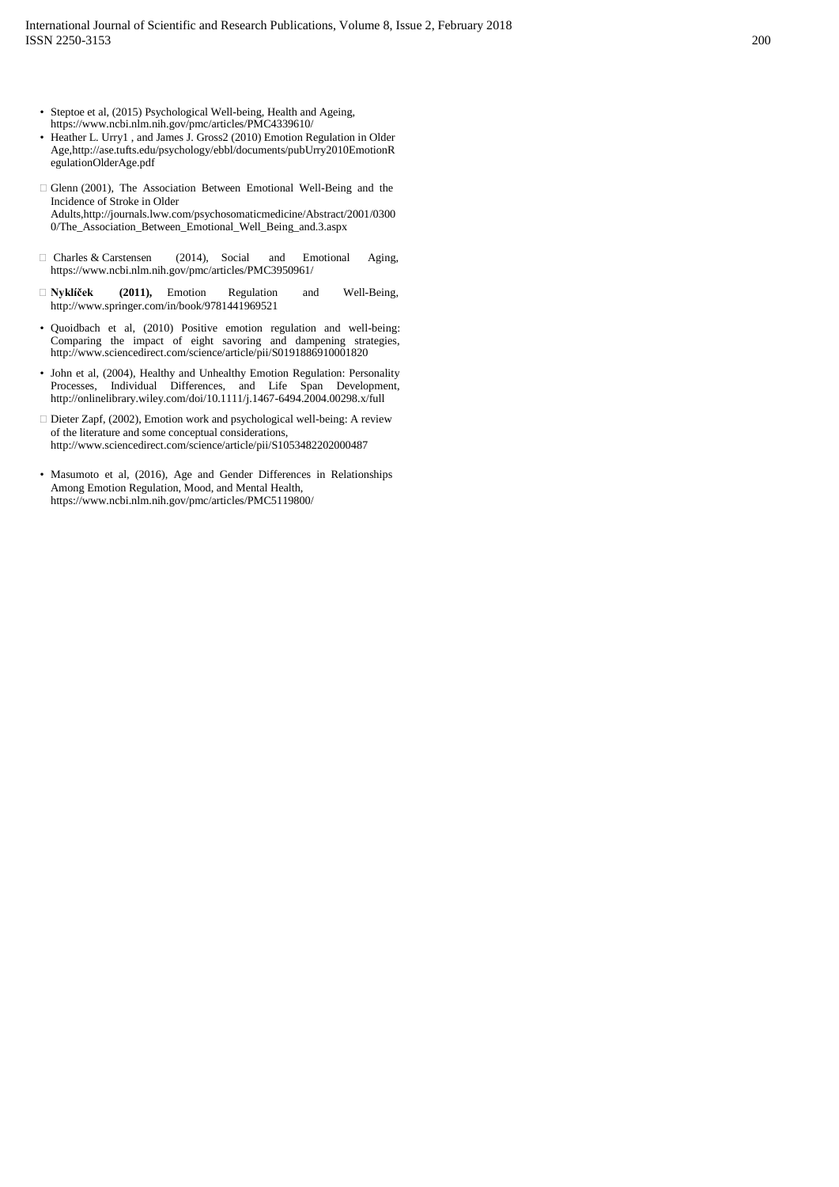- Steptoe et al, (2015) Psychological Well-being, Health and Ageing, https://www.ncbi.nlm.nih.gov/pmc/articles/PMC4339610/
- Heather L. Urry1 , and James J. Gross2 (2010) Emotion Regulation in Older Age,http://ase.tufts.edu/psychology/ebbl/documents/pubUrry2010EmotionRegulationOlderAge.pdf
- Glenn (2001), The Association Between Emotional Well-Being and the Incidence of Stroke in Older Adults,http://journals.lww.com/psychosomaticmedicine/Abstract/2001/03000/The_Association_Between_Emotional_Well_Being_and.3.aspx
- Charles & Carstensen (2014), Social and Emotional Aging, https://www.ncbi.nlm.nih.gov/pmc/articles/PMC3950961/
- **Nyklíček (2011),** Emotion Regulation and Well-Being, http://www.springer.com/in/book/9781441969521
- Quoidbach et al, (2010) Positive emotion regulation and well-being: Comparing the impact of eight savoring and dampening strategies, http://www.sciencedirect.com/science/article/pii/S0191886910001820
- John et al, (2004), Healthy and Unhealthy Emotion Regulation: Personality Processes, Individual Differences, and Life Span Development, http://onlinelibrary.wiley.com/doi/10.1111/j.1467-6494.2004.00298.x/full
- Dieter Zapf, (2002), Emotion work and psychological well-being: A review of the literature and some conceptual considerations, http://www.sciencedirect.com/science/article/pii/S1053482202000487
- Masumoto et al, (2016), Age and Gender Differences in Relationships Among Emotion Regulation, Mood, and Mental Health, https://www.ncbi.nlm.nih.gov/pmc/articles/PMC5119800/